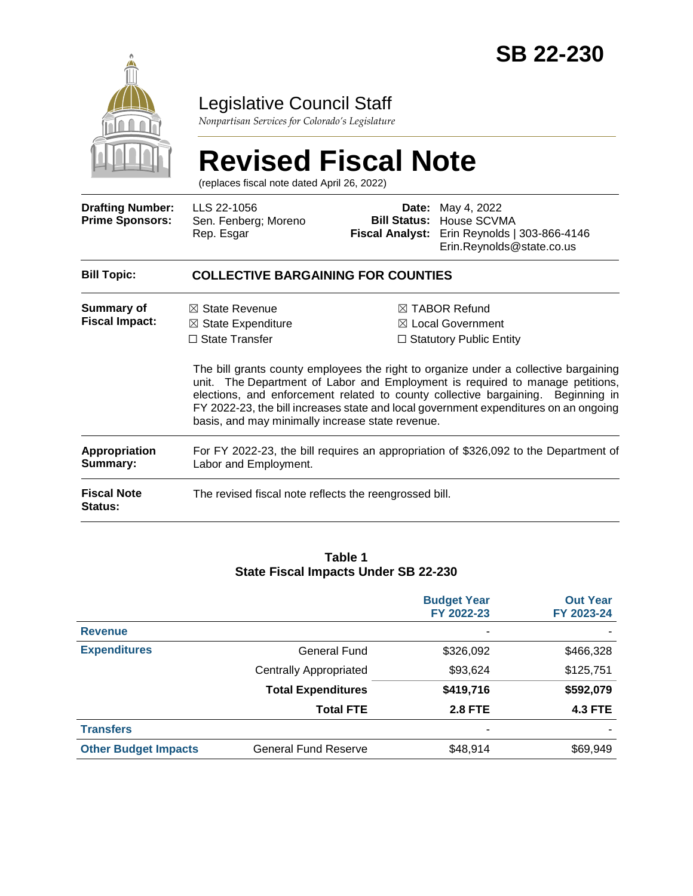# SB 22-230

## Legislative Council Staff

*Nonpartisan Services for Colorado's Legislature*

# Revised Fiscal Note

(replaces fiscal note dated April 26, 2022)

| | | | |
|---|---|---|---|
| **Drafting Number:** | LLS 22-1056 | **Date:** | May 4, 2022 |
| **Prime Sponsors:** | Sen. Fenberg; Moreno<br>Rep. Esgar | **Bill Status:** | House SCVMA |
| | | **Fiscal Analyst:** | Erin Reynolds \| 303-866-4146<br>Erin.Reynolds@state.co.us |

| | |
|---|---|
| **Bill Topic:** | **COLLECTIVE BARGAINING FOR COUNTIES** |
| **Summary of Fiscal Impact:** | ☒ State Revenue ☒ State Expenditure ☐ State Transfer ☒ TABOR Refund ☒ Local Government ☐ Statutory Public Entity<br><br>The bill grants county employees the right to organize under a collective bargaining unit. The Department of Labor and Employment is required to manage petitions, elections, and enforcement related to county collective bargaining. Beginning in FY 2022-23, the bill increases state and local government expenditures on an ongoing basis, and may minimally increase state revenue. |
| **Appropriation Summary:** | For FY 2022-23, the bill requires an appropriation of $326,092 to the Department of Labor and Employment. |
| **Fiscal Note Status:** | The revised fiscal note reflects the reengrossed bill. |

**Table 1**
**State Fiscal Impacts Under SB 22-230**

| | | Budget Year FY 2022-23 | Out Year FY 2023-24 |
|---|---|---|---|
| **Revenue** | | - | - |
| **Expenditures** | General Fund | $326,092 | $466,328 |
| | Centrally Appropriated | $93,624 | $125,751 |
| | **Total Expenditures** | **$419,716** | **$592,079** |
| | **Total FTE** | **2.8 FTE** | **4.3 FTE** |
| **Transfers** | | - | - |
| **Other Budget Impacts** | General Fund Reserve | $48,914 | $69,949 |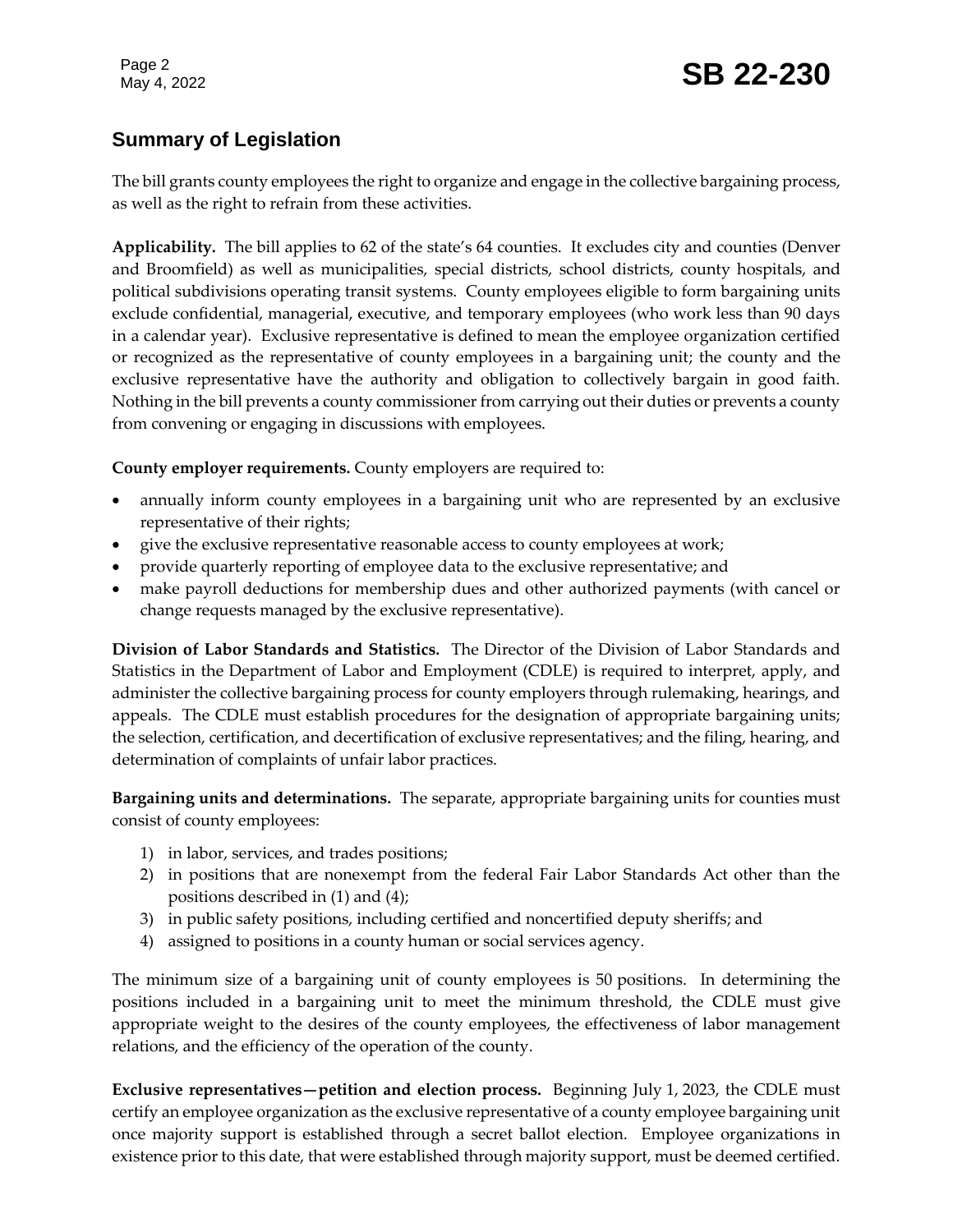## Summary of Legislation

The bill grants county employees the right to organize and engage in the collective bargaining process, as well as the right to refrain from these activities.

**Applicability.** The bill applies to 62 of the state's 64 counties. It excludes city and counties (Denver and Broomfield) as well as municipalities, special districts, school districts, county hospitals, and political subdivisions operating transit systems. County employees eligible to form bargaining units exclude confidential, managerial, executive, and temporary employees (who work less than 90 days in a calendar year). Exclusive representative is defined to mean the employee organization certified or recognized as the representative of county employees in a bargaining unit; the county and the exclusive representative have the authority and obligation to collectively bargain in good faith. Nothing in the bill prevents a county commissioner from carrying out their duties or prevents a county from convening or engaging in discussions with employees.

**County employer requirements.** County employers are required to:

- annually inform county employees in a bargaining unit who are represented by an exclusive representative of their rights;
- give the exclusive representative reasonable access to county employees at work;
- provide quarterly reporting of employee data to the exclusive representative; and
- make payroll deductions for membership dues and other authorized payments (with cancel or change requests managed by the exclusive representative).

**Division of Labor Standards and Statistics.** The Director of the Division of Labor Standards and Statistics in the Department of Labor and Employment (CDLE) is required to interpret, apply, and administer the collective bargaining process for county employers through rulemaking, hearings, and appeals. The CDLE must establish procedures for the designation of appropriate bargaining units; the selection, certification, and decertification of exclusive representatives; and the filing, hearing, and determination of complaints of unfair labor practices.

**Bargaining units and determinations.** The separate, appropriate bargaining units for counties must consist of county employees:

1) in labor, services, and trades positions;
2) in positions that are nonexempt from the federal Fair Labor Standards Act other than the positions described in (1) and (4);
3) in public safety positions, including certified and noncertified deputy sheriffs; and
4) assigned to positions in a county human or social services agency.

The minimum size of a bargaining unit of county employees is 50 positions. In determining the positions included in a bargaining unit to meet the minimum threshold, the CDLE must give appropriate weight to the desires of the county employees, the effectiveness of labor management relations, and the efficiency of the operation of the county.

**Exclusive representatives—petition and election process.** Beginning July 1, 2023, the CDLE must certify an employee organization as the exclusive representative of a county employee bargaining unit once majority support is established through a secret ballot election. Employee organizations in existence prior to this date, that were established through majority support, must be deemed certified.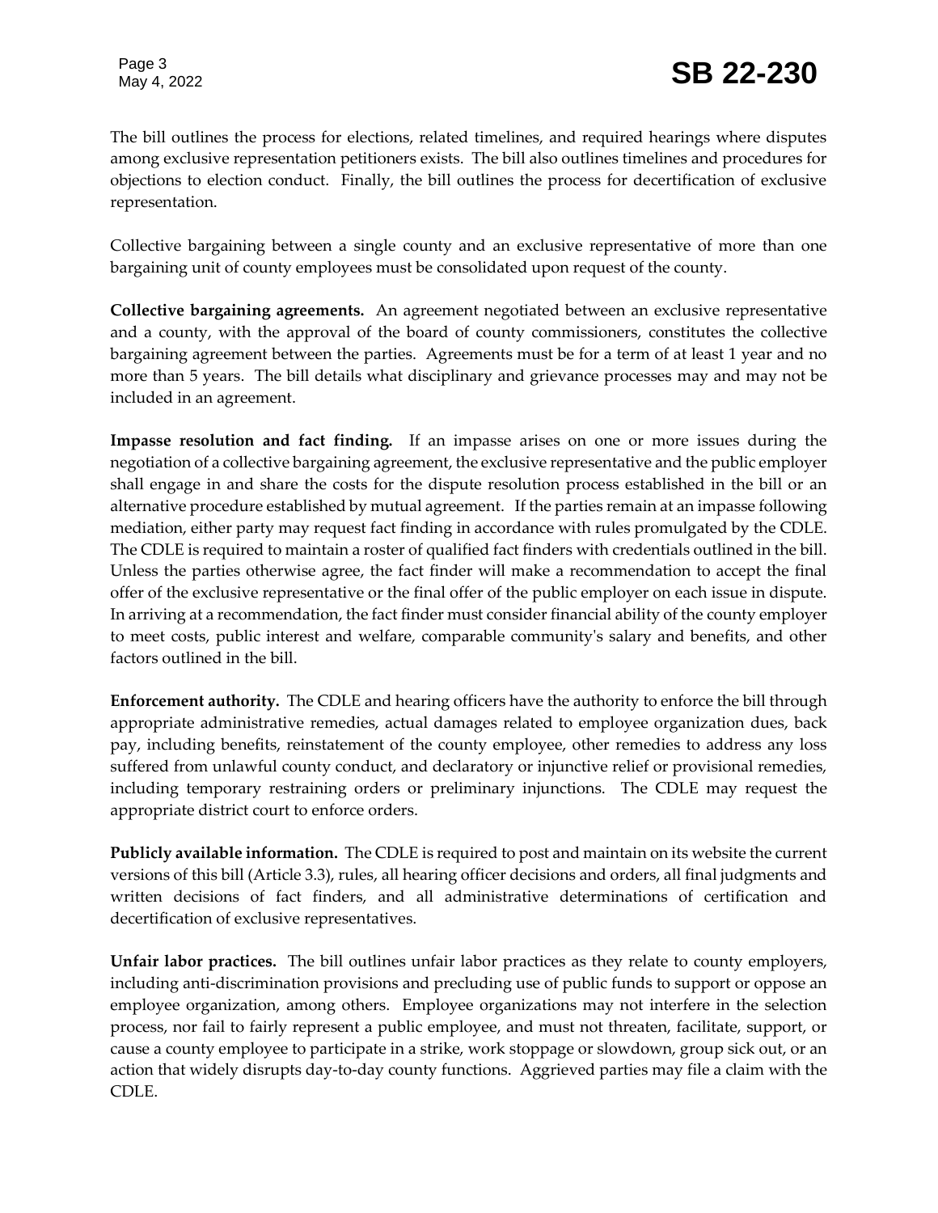The bill outlines the process for elections, related timelines, and required hearings where disputes among exclusive representation petitioners exists. The bill also outlines timelines and procedures for objections to election conduct. Finally, the bill outlines the process for decertification of exclusive representation.

Collective bargaining between a single county and an exclusive representative of more than one bargaining unit of county employees must be consolidated upon request of the county.

**Collective bargaining agreements.** An agreement negotiated between an exclusive representative and a county, with the approval of the board of county commissioners, constitutes the collective bargaining agreement between the parties. Agreements must be for a term of at least 1 year and no more than 5 years. The bill details what disciplinary and grievance processes may and may not be included in an agreement.

**Impasse resolution and fact finding.** If an impasse arises on one or more issues during the negotiation of a collective bargaining agreement, the exclusive representative and the public employer shall engage in and share the costs for the dispute resolution process established in the bill or an alternative procedure established by mutual agreement. If the parties remain at an impasse following mediation, either party may request fact finding in accordance with rules promulgated by the CDLE. The CDLE is required to maintain a roster of qualified fact finders with credentials outlined in the bill. Unless the parties otherwise agree, the fact finder will make a recommendation to accept the final offer of the exclusive representative or the final offer of the public employer on each issue in dispute. In arriving at a recommendation, the fact finder must consider financial ability of the county employer to meet costs, public interest and welfare, comparable community's salary and benefits, and other factors outlined in the bill.

**Enforcement authority.** The CDLE and hearing officers have the authority to enforce the bill through appropriate administrative remedies, actual damages related to employee organization dues, back pay, including benefits, reinstatement of the county employee, other remedies to address any loss suffered from unlawful county conduct, and declaratory or injunctive relief or provisional remedies, including temporary restraining orders or preliminary injunctions. The CDLE may request the appropriate district court to enforce orders.

**Publicly available information.** The CDLE is required to post and maintain on its website the current versions of this bill (Article 3.3), rules, all hearing officer decisions and orders, all final judgments and written decisions of fact finders, and all administrative determinations of certification and decertification of exclusive representatives.

**Unfair labor practices.** The bill outlines unfair labor practices as they relate to county employers, including anti-discrimination provisions and precluding use of public funds to support or oppose an employee organization, among others. Employee organizations may not interfere in the selection process, nor fail to fairly represent a public employee, and must not threaten, facilitate, support, or cause a county employee to participate in a strike, work stoppage or slowdown, group sick out, or an action that widely disrupts day-to-day county functions. Aggrieved parties may file a claim with the CDLE.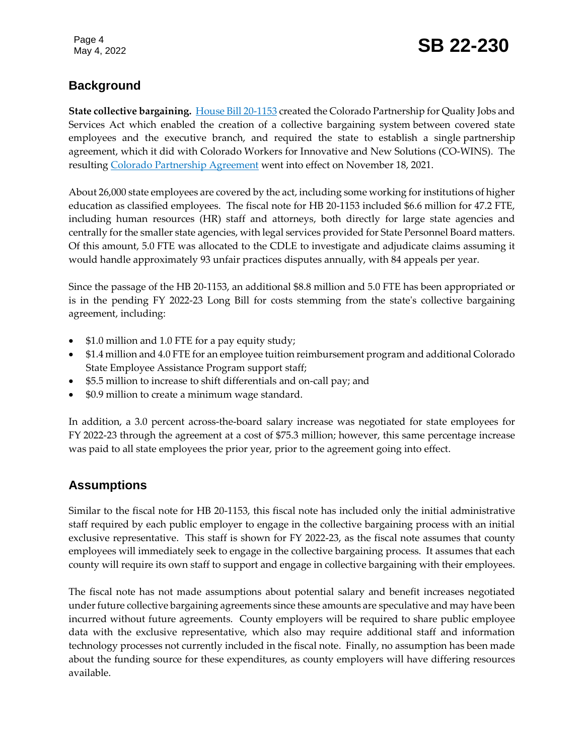## Background

**State collective bargaining.** House Bill 20-1153 created the Colorado Partnership for Quality Jobs and Services Act which enabled the creation of a collective bargaining system between covered state employees and the executive branch, and required the state to establish a single partnership agreement, which it did with Colorado Workers for Innovative and New Solutions (CO-WINS). The resulting Colorado Partnership Agreement went into effect on November 18, 2021.

About 26,000 state employees are covered by the act, including some working for institutions of higher education as classified employees. The fiscal note for HB 20-1153 included $6.6 million for 47.2 FTE, including human resources (HR) staff and attorneys, both directly for large state agencies and centrally for the smaller state agencies, with legal services provided for State Personnel Board matters. Of this amount, 5.0 FTE was allocated to the CDLE to investigate and adjudicate claims assuming it would handle approximately 93 unfair practices disputes annually, with 84 appeals per year.

Since the passage of the HB 20-1153, an additional $8.8 million and 5.0 FTE has been appropriated or is in the pending FY 2022-23 Long Bill for costs stemming from the state's collective bargaining agreement, including:

- $1.0 million and 1.0 FTE for a pay equity study;
- $1.4 million and 4.0 FTE for an employee tuition reimbursement program and additional Colorado State Employee Assistance Program support staff;
- $5.5 million to increase to shift differentials and on-call pay; and
- $0.9 million to create a minimum wage standard.

In addition, a 3.0 percent across-the-board salary increase was negotiated for state employees for FY 2022-23 through the agreement at a cost of $75.3 million; however, this same percentage increase was paid to all state employees the prior year, prior to the agreement going into effect.

## Assumptions

Similar to the fiscal note for HB 20-1153, this fiscal note has included only the initial administrative staff required by each public employer to engage in the collective bargaining process with an initial exclusive representative. This staff is shown for FY 2022-23, as the fiscal note assumes that county employees will immediately seek to engage in the collective bargaining process. It assumes that each county will require its own staff to support and engage in collective bargaining with their employees.

The fiscal note has not made assumptions about potential salary and benefit increases negotiated under future collective bargaining agreements since these amounts are speculative and may have been incurred without future agreements. County employers will be required to share public employee data with the exclusive representative, which also may require additional staff and information technology processes not currently included in the fiscal note. Finally, no assumption has been made about the funding source for these expenditures, as county employers will have differing resources available.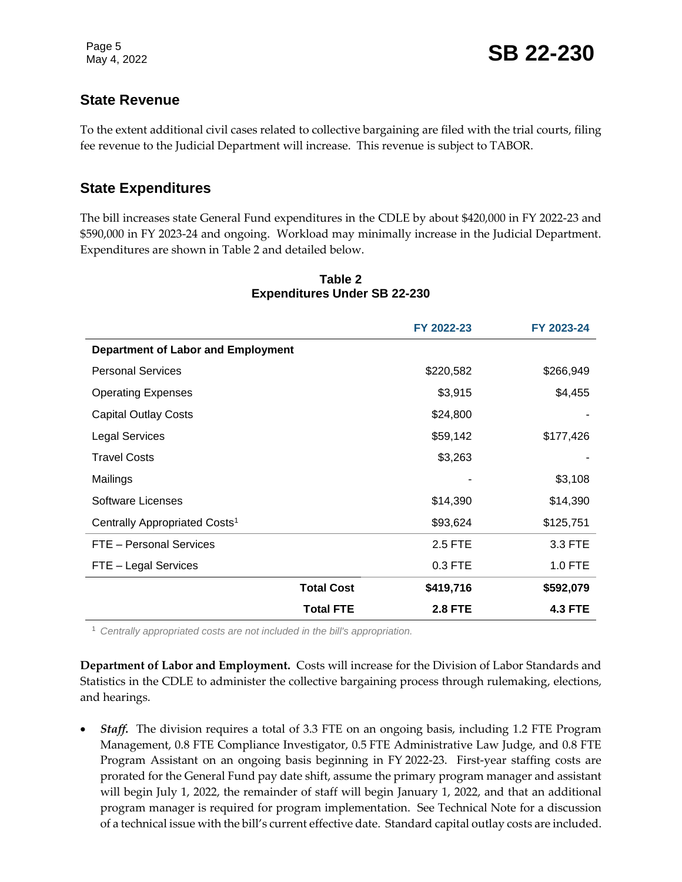## State Revenue

To the extent additional civil cases related to collective bargaining are filed with the trial courts, filing fee revenue to the Judicial Department will increase. This revenue is subject to TABOR.

## State Expenditures

The bill increases state General Fund expenditures in the CDLE by about $420,000 in FY 2022-23 and $590,000 in FY 2023-24 and ongoing. Workload may minimally increase in the Judicial Department. Expenditures are shown in Table 2 and detailed below.

**Table 2**
**Expenditures Under SB 22-230**

| | FY 2022-23 | FY 2023-24 |
|---|---|---|
| **Department of Labor and Employment** | | |
| Personal Services | $220,582 | $266,949 |
| Operating Expenses | $3,915 | $4,455 |
| Capital Outlay Costs | $24,800 | - |
| Legal Services | $59,142 | $177,426 |
| Travel Costs | $3,263 | - |
| Mailings | - | $3,108 |
| Software Licenses | $14,390 | $14,390 |
| Centrally Appropriated Costs[1] | $93,624 | $125,751 |
| FTE – Personal Services | 2.5 FTE | 3.3 FTE |
| FTE – Legal Services | 0.3 FTE | 1.0 FTE |
| **Total Cost** | **$419,716** | **$592,079** |
| **Total FTE** | **2.8 FTE** | **4.3 FTE** |

[1] *Centrally appropriated costs are not included in the bill's appropriation.*

**Department of Labor and Employment.** Costs will increase for the Division of Labor Standards and Statistics in the CDLE to administer the collective bargaining process through rulemaking, elections, and hearings.

- ***Staff.*** The division requires a total of 3.3 FTE on an ongoing basis, including 1.2 FTE Program Management, 0.8 FTE Compliance Investigator, 0.5 FTE Administrative Law Judge, and 0.8 FTE Program Assistant on an ongoing basis beginning in FY 2022-23. First-year staffing costs are prorated for the General Fund pay date shift, assume the primary program manager and assistant will begin July 1, 2022, the remainder of staff will begin January 1, 2022, and that an additional program manager is required for program implementation. See Technical Note for a discussion of a technical issue with the bill's current effective date. Standard capital outlay costs are included.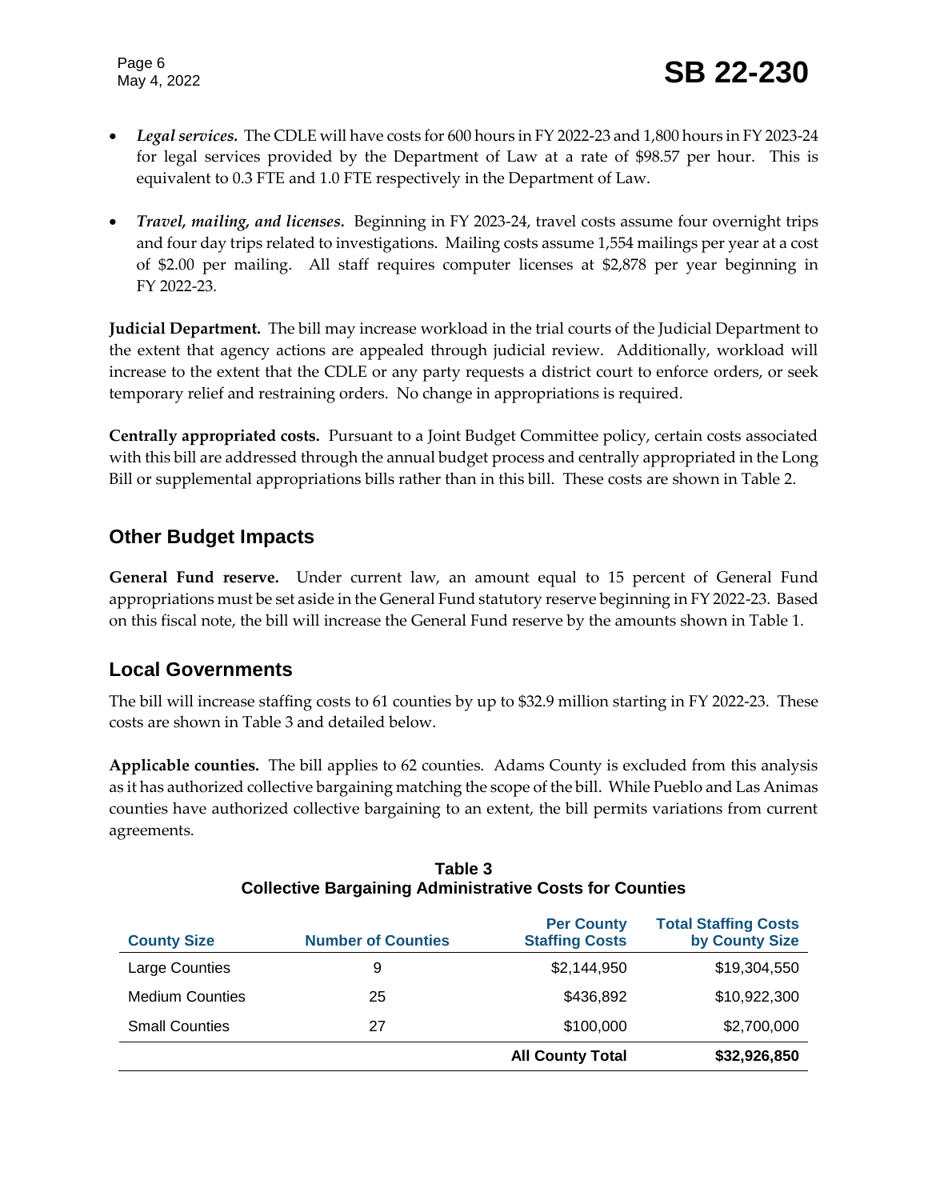- ***Legal services.*** The CDLE will have costs for 600 hours in FY 2022-23 and 1,800 hours in FY 2023-24 for legal services provided by the Department of Law at a rate of $98.57 per hour. This is equivalent to 0.3 FTE and 1.0 FTE respectively in the Department of Law.

- ***Travel, mailing, and licenses.*** Beginning in FY 2023-24, travel costs assume four overnight trips and four day trips related to investigations. Mailing costs assume 1,554 mailings per year at a cost of $2.00 per mailing. All staff requires computer licenses at $2,878 per year beginning in FY 2022-23.

**Judicial Department.** The bill may increase workload in the trial courts of the Judicial Department to the extent that agency actions are appealed through judicial review. Additionally, workload will increase to the extent that the CDLE or any party requests a district court to enforce orders, or seek temporary relief and restraining orders. No change in appropriations is required.

**Centrally appropriated costs.** Pursuant to a Joint Budget Committee policy, certain costs associated with this bill are addressed through the annual budget process and centrally appropriated in the Long Bill or supplemental appropriations bills rather than in this bill. These costs are shown in Table 2.

## Other Budget Impacts

**General Fund reserve.** Under current law, an amount equal to 15 percent of General Fund appropriations must be set aside in the General Fund statutory reserve beginning in FY 2022-23. Based on this fiscal note, the bill will increase the General Fund reserve by the amounts shown in Table 1.

## Local Governments

The bill will increase staffing costs to 61 counties by up to $32.9 million starting in FY 2022-23. These costs are shown in Table 3 and detailed below.

**Applicable counties.** The bill applies to 62 counties. Adams County is excluded from this analysis as it has authorized collective bargaining matching the scope of the bill. While Pueblo and Las Animas counties have authorized collective bargaining to an extent, the bill permits variations from current agreements.

**Table 3**
**Collective Bargaining Administrative Costs for Counties**

| County Size | Number of Counties | Per County Staffing Costs | Total Staffing Costs by County Size |
|---|---|---|---|
| Large Counties | 9 | $2,144,950 | $19,304,550 |
| Medium Counties | 25 | $436,892 | $10,922,300 |
| Small Counties | 27 | $100,000 | $2,700,000 |
| | | **All County Total** | **$32,926,850** |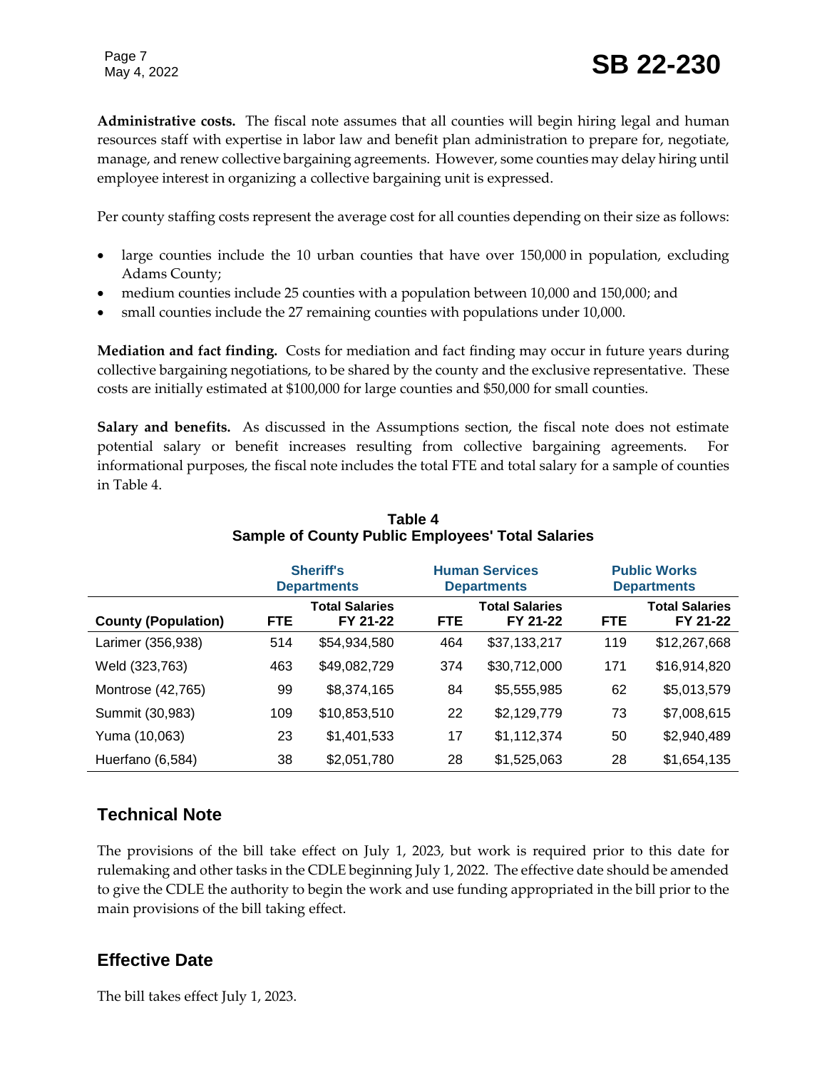**Administrative costs.** The fiscal note assumes that all counties will begin hiring legal and human resources staff with expertise in labor law and benefit plan administration to prepare for, negotiate, manage, and renew collective bargaining agreements. However, some counties may delay hiring until employee interest in organizing a collective bargaining unit is expressed.

Per county staffing costs represent the average cost for all counties depending on their size as follows:

- large counties include the 10 urban counties that have over 150,000 in population, excluding Adams County;
- medium counties include 25 counties with a population between 10,000 and 150,000; and
- small counties include the 27 remaining counties with populations under 10,000.

**Mediation and fact finding.** Costs for mediation and fact finding may occur in future years during collective bargaining negotiations, to be shared by the county and the exclusive representative. These costs are initially estimated at $100,000 for large counties and $50,000 for small counties.

**Salary and benefits.** As discussed in the Assumptions section, the fiscal note does not estimate potential salary or benefit increases resulting from collective bargaining agreements. For informational purposes, the fiscal note includes the total FTE and total salary for a sample of counties in Table 4.

**Table 4**
**Sample of County Public Employees' Total Salaries**

| | Sheriff's Departments | | Human Services Departments | | Public Works Departments | |
|---|---|---|---|---|---|---|
| **County (Population)** | **FTE** | **Total Salaries FY 21-22** | **FTE** | **Total Salaries FY 21-22** | **FTE** | **Total Salaries FY 21-22** |
| Larimer (356,938) | 514 | $54,934,580 | 464 | $37,133,217 | 119 | $12,267,668 |
| Weld (323,763) | 463 | $49,082,729 | 374 | $30,712,000 | 171 | $16,914,820 |
| Montrose (42,765) | 99 | $8,374,165 | 84 | $5,555,985 | 62 | $5,013,579 |
| Summit (30,983) | 109 | $10,853,510 | 22 | $2,129,779 | 73 | $7,008,615 |
| Yuma (10,063) | 23 | $1,401,533 | 17 | $1,112,374 | 50 | $2,940,489 |
| Huerfano (6,584) | 38 | $2,051,780 | 28 | $1,525,063 | 28 | $1,654,135 |

## Technical Note

The provisions of the bill take effect on July 1, 2023, but work is required prior to this date for rulemaking and other tasks in the CDLE beginning July 1, 2022. The effective date should be amended to give the CDLE the authority to begin the work and use funding appropriated in the bill prior to the main provisions of the bill taking effect.

## Effective Date

The bill takes effect July 1, 2023.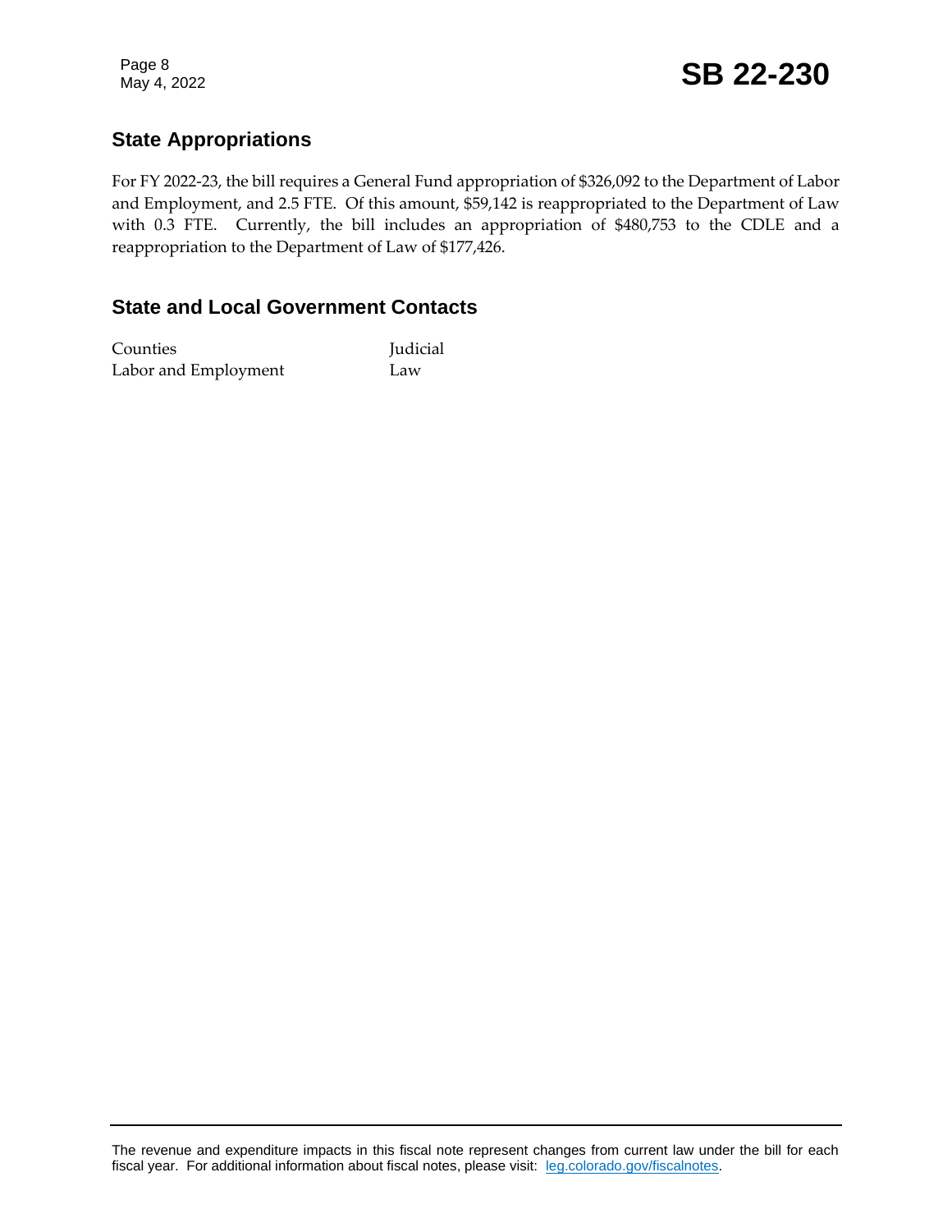## State Appropriations

For FY 2022-23, the bill requires a General Fund appropriation of $326,092 to the Department of Labor and Employment, and 2.5 FTE. Of this amount, $59,142 is reappropriated to the Department of Law with 0.3 FTE. Currently, the bill includes an appropriation of $480,753 to the CDLE and a reappropriation to the Department of Law of $177,426.

## State and Local Government Contacts

| | |
|---|---|
| Counties | Judicial |
| Labor and Employment | Law |

The revenue and expenditure impacts in this fiscal note represent changes from current law under the bill for each fiscal year. For additional information about fiscal notes, please visit: leg.colorado.gov/fiscalnotes.